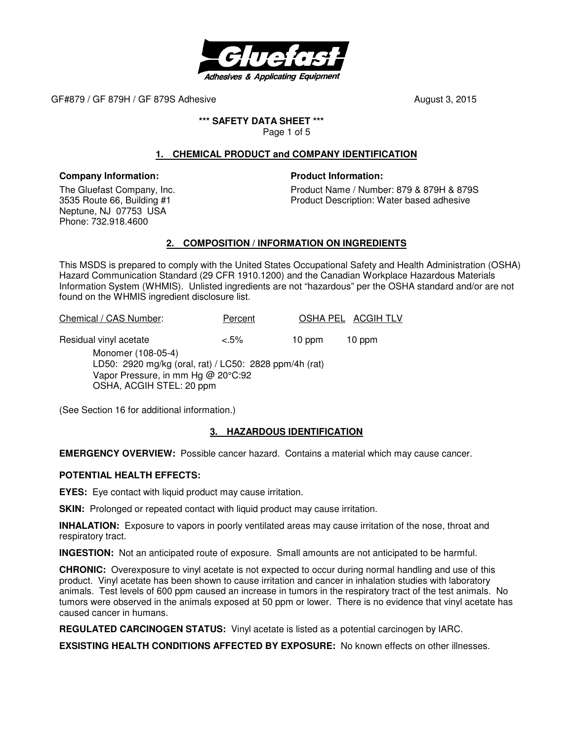GF#879 / GF 879H / GF 879S Adhesive August 3, 2015

**\*\*\* SAFETY DATA SHEET \*\*\***

## 1. CHEMICAL PRODUCT and COMPANY IDENTIFICATION

**Company Information:**

The Gluefast Company, Inc.
3535 Route 66, Building #1
Neptune, NJ 07753 USA
Phone: 732.918.4600

**Product Information:**

Product Name / Number: 879 & 879H & 879S
Product Description: Water based adhesive

## 2. COMPOSITION / INFORMATION ON INGREDIENTS

This MSDS is prepared to comply with the United States Occupational Safety and Health Administration (OSHA) Hazard Communication Standard (29 CFR 1910.1200) and the Canadian Workplace Hazardous Materials Information System (WHMIS). Unlisted ingredients are not "hazardous" per the OSHA standard and/or are not found on the WHMIS ingredient disclosure list.

| Chemical / CAS Number: | Percent | OSHA PEL | ACGIH TLV |
|---|---|---|---|
| Residual vinyl acetate | <.5% | 10 ppm | 10 ppm |

Monomer (108-05-4)
LD50: 2920 mg/kg (oral, rat) / LC50: 2828 ppm/4h (rat)
Vapor Pressure, in mm Hg @ 20°C:92
OSHA, ACGIH STEL: 20 ppm

(See Section 16 for additional information.)

## 3. HAZARDOUS IDENTIFICATION

**EMERGENCY OVERVIEW:** Possible cancer hazard. Contains a material which may cause cancer.

**POTENTIAL HEALTH EFFECTS:**

**EYES:** Eye contact with liquid product may cause irritation.

**SKIN:** Prolonged or repeated contact with liquid product may cause irritation.

**INHALATION:** Exposure to vapors in poorly ventilated areas may cause irritation of the nose, throat and respiratory tract.

**INGESTION:** Not an anticipated route of exposure. Small amounts are not anticipated to be harmful.

**CHRONIC:** Overexposure to vinyl acetate is not expected to occur during normal handling and use of this product. Vinyl acetate has been shown to cause irritation and cancer in inhalation studies with laboratory animals. Test levels of 600 ppm caused an increase in tumors in the respiratory tract of the test animals. No tumors were observed in the animals exposed at 50 ppm or lower. There is no evidence that vinyl acetate has caused cancer in humans.

**REGULATED CARCINOGEN STATUS:** Vinyl acetate is listed as a potential carcinogen by IARC.

**EXSISTING HEALTH CONDITIONS AFFECTED BY EXPOSURE:** No known effects on other illnesses.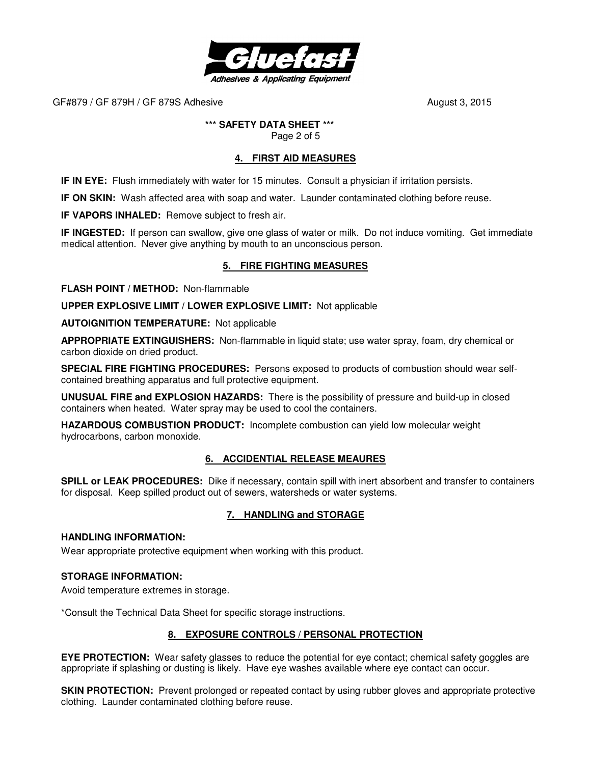## 4. FIRST AID MEASURES

**IF IN EYE:** Flush immediately with water for 15 minutes. Consult a physician if irritation persists.

**IF ON SKIN:** Wash affected area with soap and water. Launder contaminated clothing before reuse.

**IF VAPORS INHALED:** Remove subject to fresh air.

**IF INGESTED:** If person can swallow, give one glass of water or milk. Do not induce vomiting. Get immediate medical attention. Never give anything by mouth to an unconscious person.

## 5. FIRE FIGHTING MEASURES

**FLASH POINT / METHOD:** Non-flammable

**UPPER EXPLOSIVE LIMIT / LOWER EXPLOSIVE LIMIT:** Not applicable

**AUTOIGNITION TEMPERATURE:** Not applicable

**APPROPRIATE EXTINGUISHERS:** Non-flammable in liquid state; use water spray, foam, dry chemical or carbon dioxide on dried product.

**SPECIAL FIRE FIGHTING PROCEDURES:** Persons exposed to products of combustion should wear self-contained breathing apparatus and full protective equipment.

**UNUSUAL FIRE and EXPLOSION HAZARDS:** There is the possibility of pressure and build-up in closed containers when heated. Water spray may be used to cool the containers.

**HAZARDOUS COMBUSTION PRODUCT:** Incomplete combustion can yield low molecular weight hydrocarbons, carbon monoxide.

## 6. ACCIDENTIAL RELEASE MEAURES

**SPILL or LEAK PROCEDURES:** Dike if necessary, contain spill with inert absorbent and transfer to containers for disposal. Keep spilled product out of sewers, watersheds or water systems.

## 7. HANDLING and STORAGE

**HANDLING INFORMATION:**

Wear appropriate protective equipment when working with this product.

**STORAGE INFORMATION:**

Avoid temperature extremes in storage.

*Consult the Technical Data Sheet for specific storage instructions.

## 8. EXPOSURE CONTROLS / PERSONAL PROTECTION

**EYE PROTECTION:** Wear safety glasses to reduce the potential for eye contact; chemical safety goggles are appropriate if splashing or dusting is likely. Have eye washes available where eye contact can occur.

**SKIN PROTECTION:** Prevent prolonged or repeated contact by using rubber gloves and appropriate protective clothing. Launder contaminated clothing before reuse.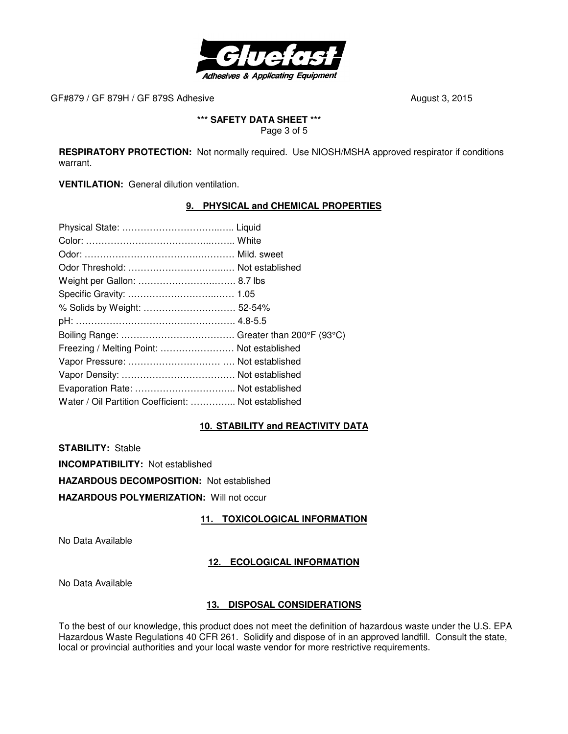**RESPIRATORY PROTECTION:** Not normally required. Use NIOSH/MSHA approved respirator if conditions warrant.

**VENTILATION:** General dilution ventilation.

## 9. PHYSICAL and CHEMICAL PROPERTIES

| Property | Value |
|---|---|
| Physical State: | Liquid |
| Color: | White |
| Odor: | Mild. sweet |
| Odor Threshold: | Not established |
| Weight per Gallon: | 8.7 lbs |
| Specific Gravity: | 1.05 |
| % Solids by Weight: | 52-54% |
| pH: | 4.8-5.5 |
| Boiling Range: | Greater than 200°F (93°C) |
| Freezing / Melting Point: | Not established |
| Vapor Pressure: | Not established |
| Vapor Density: | Not established |
| Evaporation Rate: | Not established |
| Water / Oil Partition Coefficient: | Not established |

## 10. STABILITY and REACTIVITY DATA

**STABILITY:** Stable

**INCOMPATIBILITY:** Not established

**HAZARDOUS DECOMPOSITION:** Not established

**HAZARDOUS POLYMERIZATION:** Will not occur

## 11. TOXICOLOGICAL INFORMATION

No Data Available

## 12. ECOLOGICAL INFORMATION

No Data Available

## 13. DISPOSAL CONSIDERATIONS

To the best of our knowledge, this product does not meet the definition of hazardous waste under the U.S. EPA Hazardous Waste Regulations 40 CFR 261. Solidify and dispose of in an approved landfill. Consult the state, local or provincial authorities and your local waste vendor for more restrictive requirements.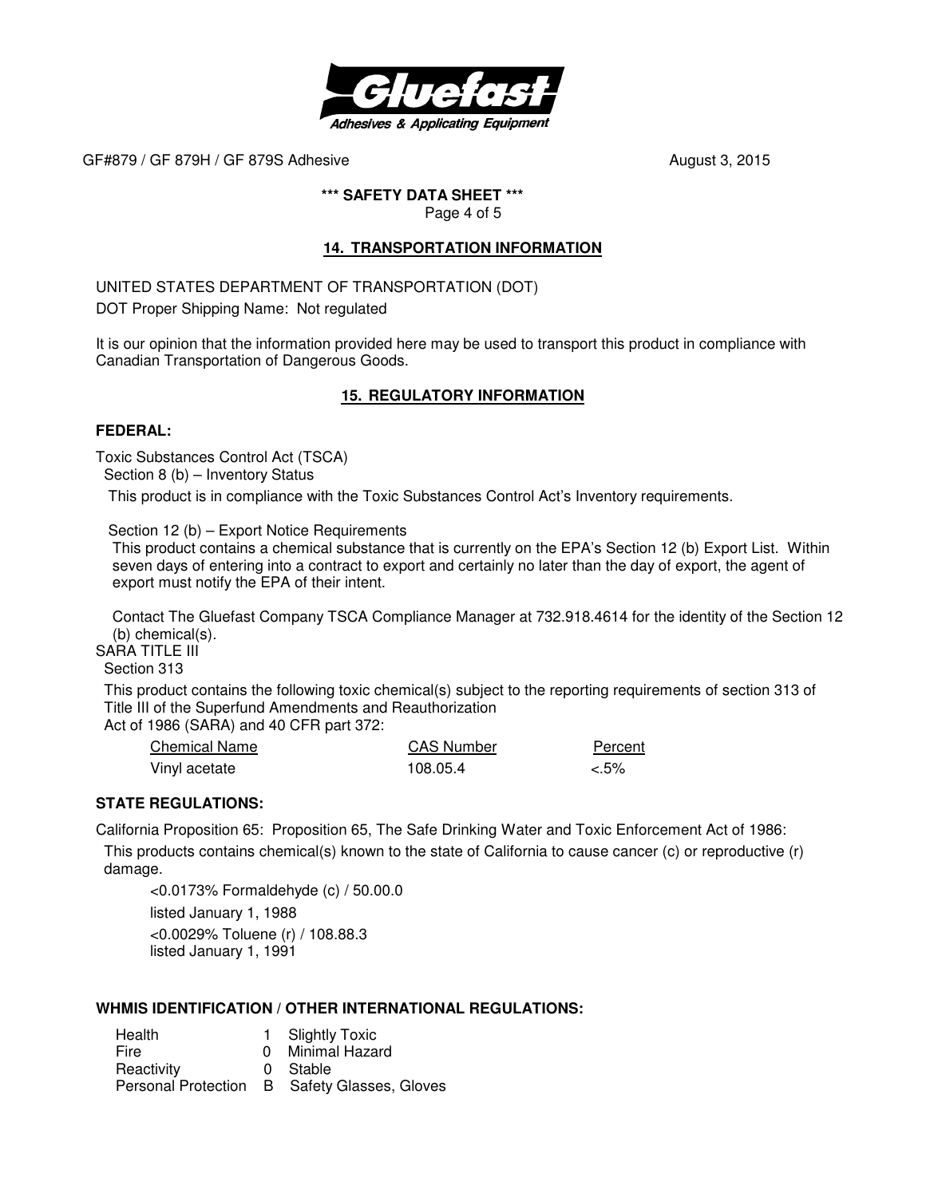## 14. TRANSPORTATION INFORMATION

UNITED STATES DEPARTMENT OF TRANSPORTATION (DOT)

DOT Proper Shipping Name: Not regulated

It is our opinion that the information provided here may be used to transport this product in compliance with Canadian Transportation of Dangerous Goods.

## 15. REGULATORY INFORMATION

### FEDERAL:

Toxic Substances Control Act (TSCA)

Section 8 (b) – Inventory Status

This product is in compliance with the Toxic Substances Control Act's Inventory requirements.

Section 12 (b) – Export Notice Requirements

This product contains a chemical substance that is currently on the EPA's Section 12 (b) Export List. Within seven days of entering into a contract to export and certainly no later than the day of export, the agent of export must notify the EPA of their intent.

Contact The Gluefast Company TSCA Compliance Manager at 732.918.4614 for the identity of the Section 12 (b) chemical(s).

SARA TITLE III

Section 313

This product contains the following toxic chemical(s) subject to the reporting requirements of section 313 of Title III of the Superfund Amendments and Reauthorization Act of 1986 (SARA) and 40 CFR part 372:

| Chemical Name | CAS Number | Percent |
|---|---|---|
| Vinyl acetate | 108.05.4 | <.5% |

### STATE REGULATIONS:

California Proposition 65: Proposition 65, The Safe Drinking Water and Toxic Enforcement Act of 1986:

This products contains chemical(s) known to the state of California to cause cancer (c) or reproductive (r) damage.

<0.0173% Formaldehyde (c) / 50.00.0
listed January 1, 1988

<0.0029% Toluene (r) / 108.88.3
listed January 1, 1991

### WHMIS IDENTIFICATION / OTHER INTERNATIONAL REGULATIONS:

| | | |
|---|---|---|
| Health | 1 | Slightly Toxic |
| Fire | 0 | Minimal Hazard |
| Reactivity | 0 | Stable |
| Personal Protection | B | Safety Glasses, Gloves |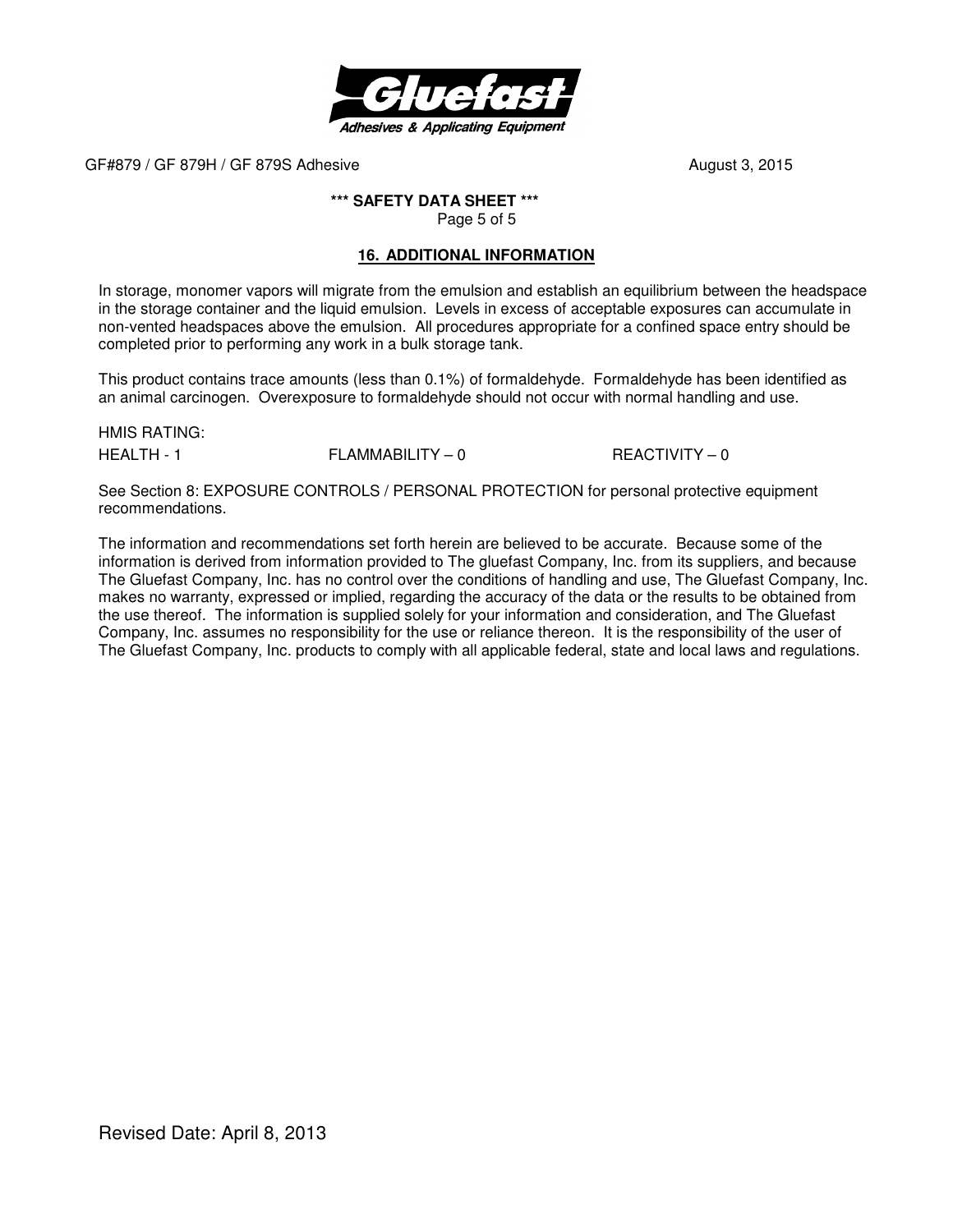## 16. ADDITIONAL INFORMATION

In storage, monomer vapors will migrate from the emulsion and establish an equilibrium between the headspace in the storage container and the liquid emulsion. Levels in excess of acceptable exposures can accumulate in non-vented headspaces above the emulsion. All procedures appropriate for a confined space entry should be completed prior to performing any work in a bulk storage tank.

This product contains trace amounts (less than 0.1%) of formaldehyde. Formaldehyde has been identified as an animal carcinogen. Overexposure to formaldehyde should not occur with normal handling and use.

HMIS RATING:

| | | |
|---|---|---|
| HEALTH - 1 | FLAMMABILITY – 0 | REACTIVITY – 0 |

See Section 8: EXPOSURE CONTROLS / PERSONAL PROTECTION for personal protective equipment recommendations.

The information and recommendations set forth herein are believed to be accurate. Because some of the information is derived from information provided to The gluefast Company, Inc. from its suppliers, and because The Gluefast Company, Inc. has no control over the conditions of handling and use, The Gluefast Company, Inc. makes no warranty, expressed or implied, regarding the accuracy of the data or the results to be obtained from the use thereof. The information is supplied solely for your information and consideration, and The Gluefast Company, Inc. assumes no responsibility for the use or reliance thereon. It is the responsibility of the user of The Gluefast Company, Inc. products to comply with all applicable federal, state and local laws and regulations.